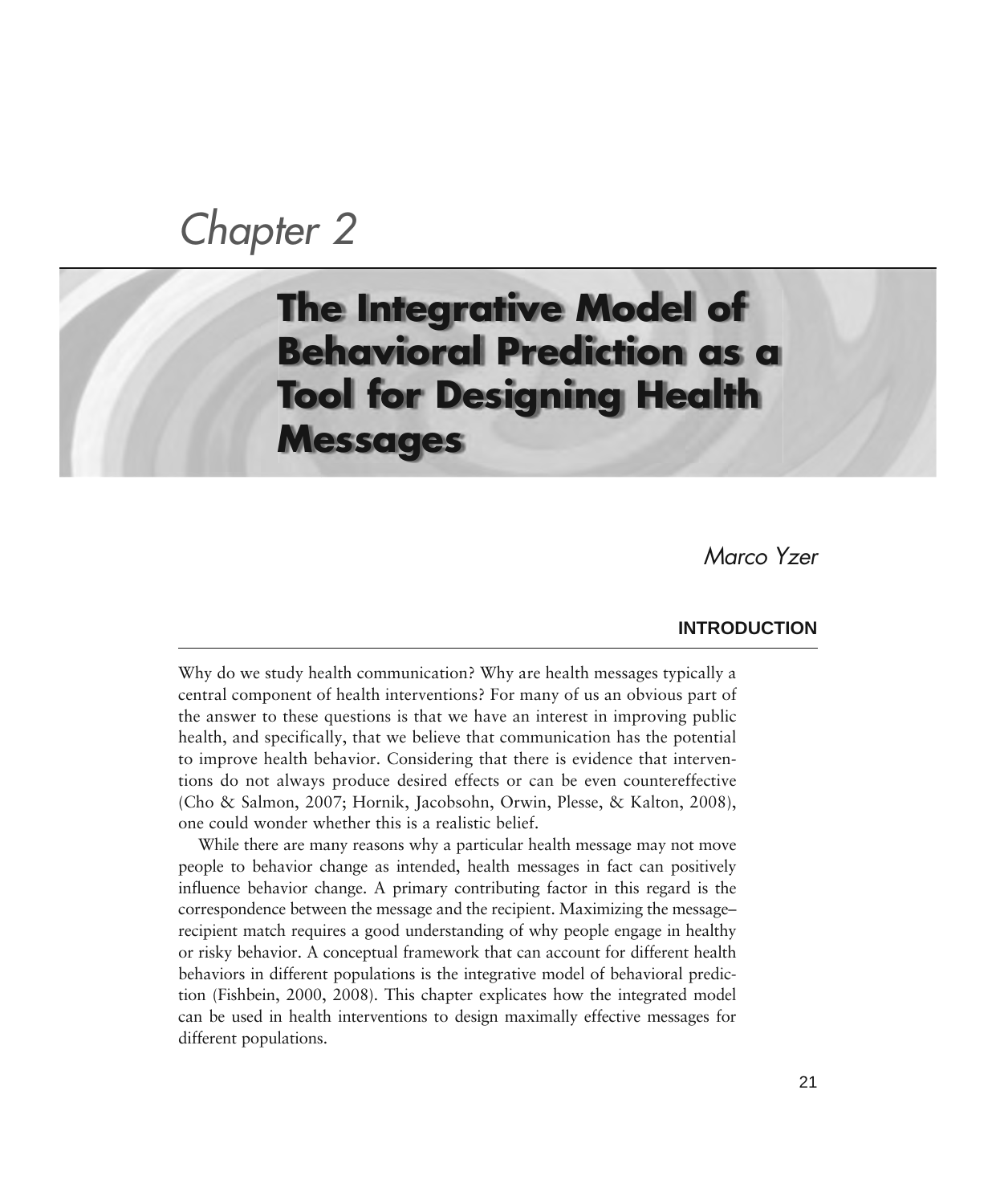# Chapter 2

# The Integrative Model of Behavioral Prediction as a Tool for Designing Health Messages

*Marco Yzer*

## INTRODUCTION

Why do we study health communication? Why are health messages typically a central component of health interventions? For many of us an obvious part of the answer to these questions is that we have an interest in improving public health, and specifically, that we believe that communication has the potential to improve health behavior. Considering that there is evidence that interventions do not always produce desired effects or can be even countereffective (Cho & Salmon, 2007; Hornik, Jacobsohn, Orwin, Plesse, & Kalton, 2008), one could wonder whether this is a realistic belief.

While there are many reasons why a particular health message may not move people to behavior change as intended, health messages in fact can positively influence behavior change. A primary contributing factor in this regard is the correspondence between the message and the recipient. Maximizing the message–recipient match requires a good understanding of why people engage in healthy or risky behavior. A conceptual framework that can account for different health behaviors in different populations is the integrative model of behavioral prediction (Fishbein, 2000, 2008). This chapter explicates how the integrated model can be used in health interventions to design maximally effective messages for different populations.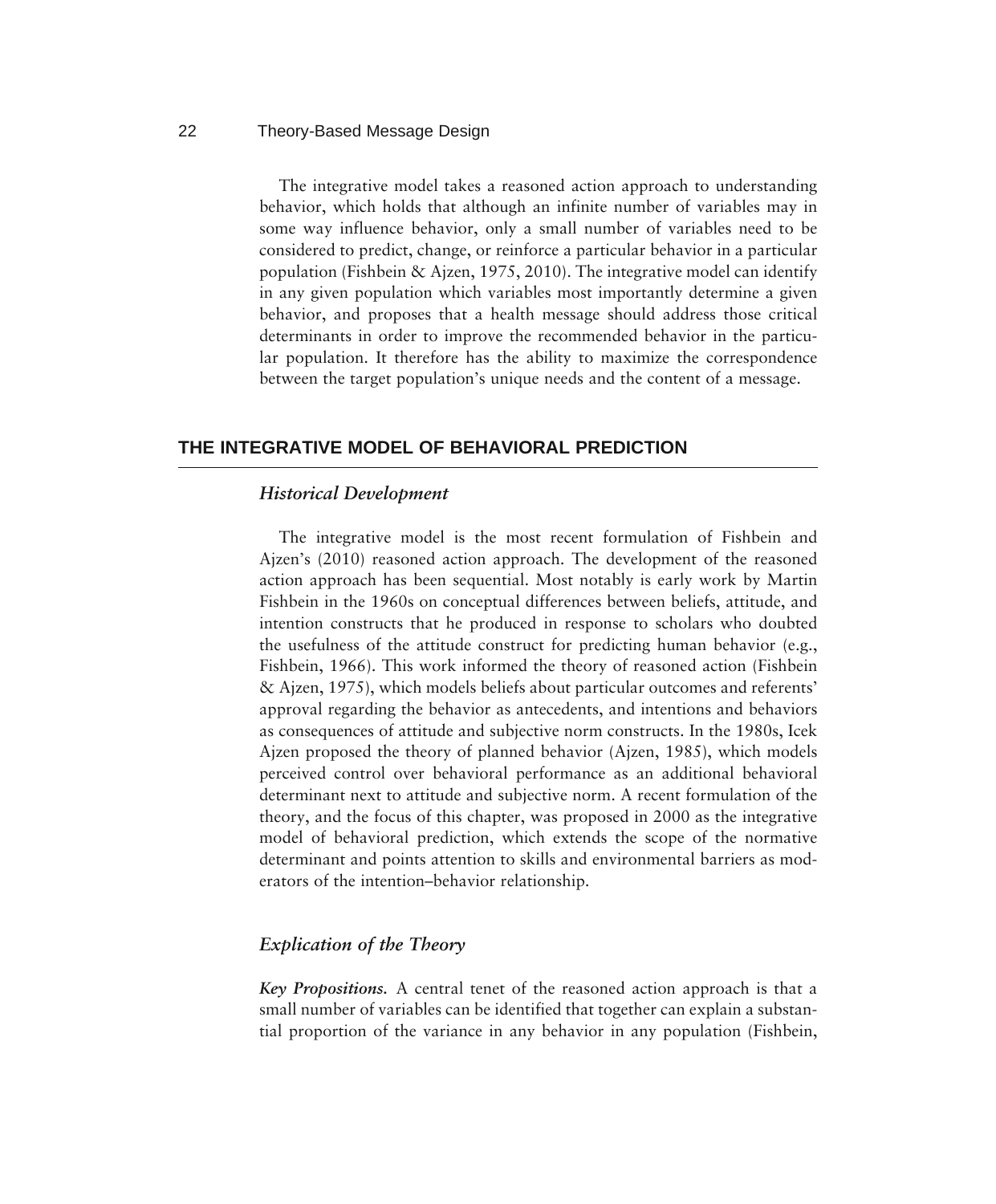The integrative model takes a reasoned action approach to understanding behavior, which holds that although an infinite number of variables may in some way influence behavior, only a small number of variables need to be considered to predict, change, or reinforce a particular behavior in a particular population (Fishbein & Ajzen, 1975, 2010). The integrative model can identify in any given population which variables most importantly determine a given behavior, and proposes that a health message should address those critical determinants in order to improve the recommended behavior in the particular population. It therefore has the ability to maximize the correspondence between the target population's unique needs and the content of a message.

## THE INTEGRATIVE MODEL OF BEHAVIORAL PREDICTION

### *Historical Development*

The integrative model is the most recent formulation of Fishbein and Ajzen's (2010) reasoned action approach. The development of the reasoned action approach has been sequential. Most notably is early work by Martin Fishbein in the 1960s on conceptual differences between beliefs, attitude, and intention constructs that he produced in response to scholars who doubted the usefulness of the attitude construct for predicting human behavior (e.g., Fishbein, 1966). This work informed the theory of reasoned action (Fishbein & Ajzen, 1975), which models beliefs about particular outcomes and referents' approval regarding the behavior as antecedents, and intentions and behaviors as consequences of attitude and subjective norm constructs. In the 1980s, Icek Ajzen proposed the theory of planned behavior (Ajzen, 1985), which models perceived control over behavioral performance as an additional behavioral determinant next to attitude and subjective norm. A recent formulation of the theory, and the focus of this chapter, was proposed in 2000 as the integrative model of behavioral prediction, which extends the scope of the normative determinant and points attention to skills and environmental barriers as moderators of the intention–behavior relationship.

### *Explication of the Theory*

***Key Propositions.*** A central tenet of the reasoned action approach is that a small number of variables can be identified that together can explain a substantial proportion of the variance in any behavior in any population (Fishbein,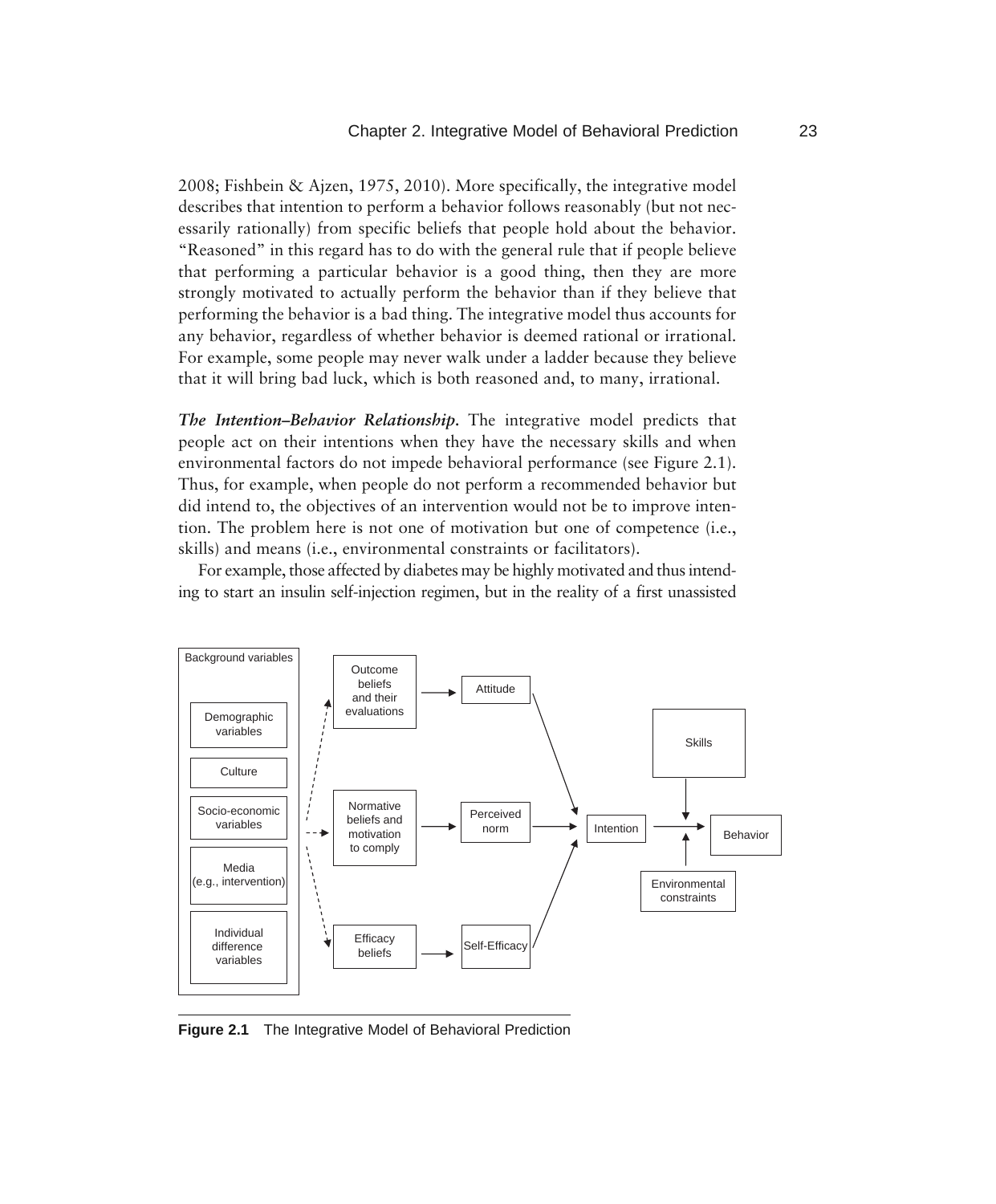2008; Fishbein & Ajzen, 1975, 2010). More specifically, the integrative model describes that intention to perform a behavior follows reasonably (but not necessarily rationally) from specific beliefs that people hold about the behavior. "Reasoned" in this regard has to do with the general rule that if people believe that performing a particular behavior is a good thing, then they are more strongly motivated to actually perform the behavior than if they believe that performing the behavior is a bad thing. The integrative model thus accounts for any behavior, regardless of whether behavior is deemed rational or irrational. For example, some people may never walk under a ladder because they believe that it will bring bad luck, which is both reasoned and, to many, irrational.

***The Intention–Behavior Relationship.*** The integrative model predicts that people act on their intentions when they have the necessary skills and when environmental factors do not impede behavioral performance (see Figure 2.1). Thus, for example, when people do not perform a recommended behavior but did intend to, the objectives of an intervention would not be to improve intention. The problem here is not one of motivation but one of competence (i.e., skills) and means (i.e., environmental constraints or facilitators).

For example, those affected by diabetes may be highly motivated and thus intending to start an insulin self-injection regimen, but in the reality of a first unassisted

**Figure 2.1** The Integrative Model of Behavioral Prediction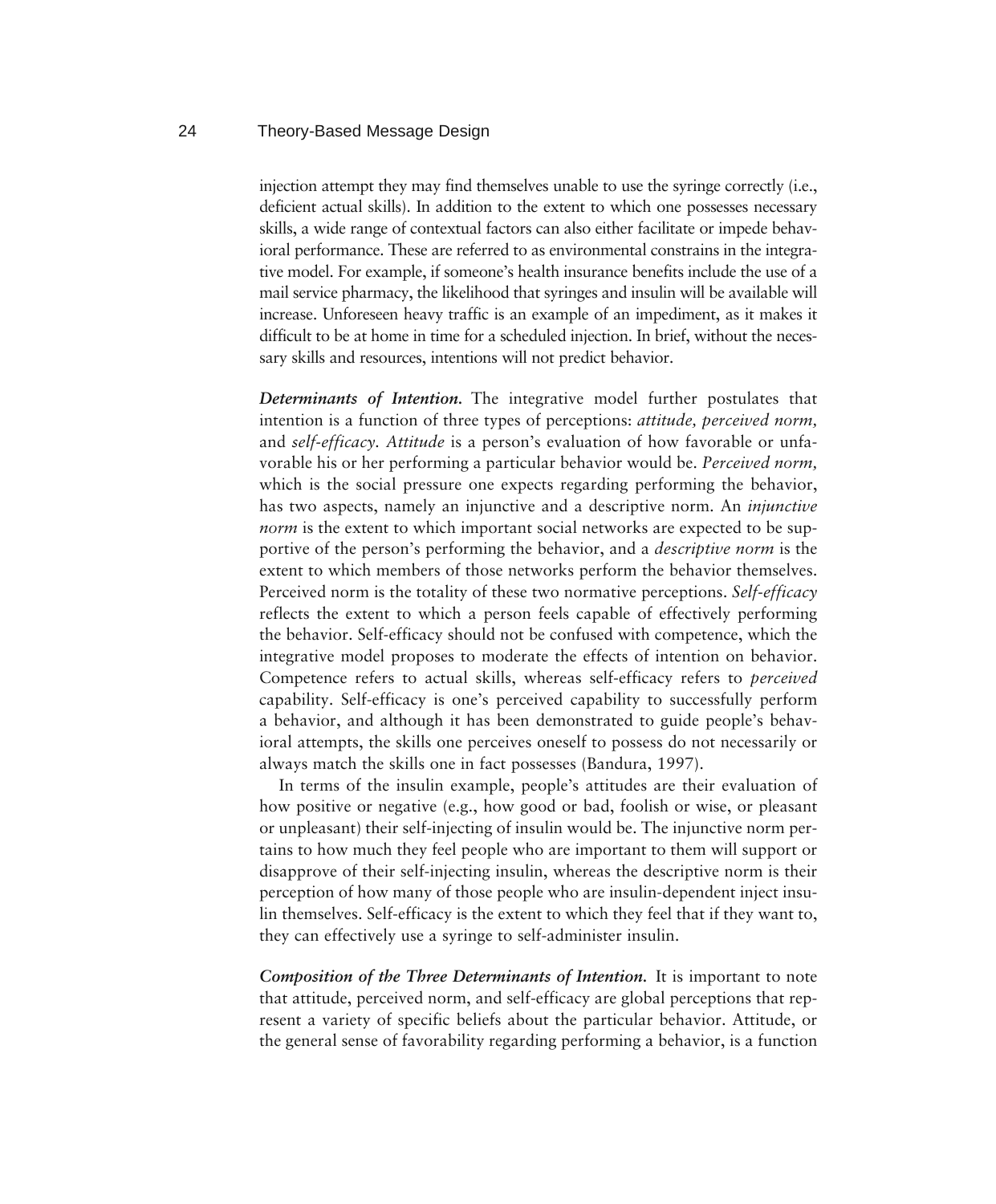injection attempt they may find themselves unable to use the syringe correctly (i.e., deficient actual skills). In addition to the extent to which one possesses necessary skills, a wide range of contextual factors can also either facilitate or impede behavioral performance. These are referred to as environmental constrains in the integrative model. For example, if someone's health insurance benefits include the use of a mail service pharmacy, the likelihood that syringes and insulin will be available will increase. Unforeseen heavy traffic is an example of an impediment, as it makes it difficult to be at home in time for a scheduled injection. In brief, without the necessary skills and resources, intentions will not predict behavior.

***Determinants of Intention.*** The integrative model further postulates that intention is a function of three types of perceptions: *attitude, perceived norm,* and *self-efficacy. Attitude* is a person's evaluation of how favorable or unfavorable his or her performing a particular behavior would be. *Perceived norm,* which is the social pressure one expects regarding performing the behavior, has two aspects, namely an injunctive and a descriptive norm. An *injunctive norm* is the extent to which important social networks are expected to be supportive of the person's performing the behavior, and a *descriptive norm* is the extent to which members of those networks perform the behavior themselves. Perceived norm is the totality of these two normative perceptions. *Self-efficacy* reflects the extent to which a person feels capable of effectively performing the behavior. Self-efficacy should not be confused with competence, which the integrative model proposes to moderate the effects of intention on behavior. Competence refers to actual skills, whereas self-efficacy refers to *perceived* capability. Self-efficacy is one's perceived capability to successfully perform a behavior, and although it has been demonstrated to guide people's behavioral attempts, the skills one perceives oneself to possess do not necessarily or always match the skills one in fact possesses (Bandura, 1997).

In terms of the insulin example, people's attitudes are their evaluation of how positive or negative (e.g., how good or bad, foolish or wise, or pleasant or unpleasant) their self-injecting of insulin would be. The injunctive norm pertains to how much they feel people who are important to them will support or disapprove of their self-injecting insulin, whereas the descriptive norm is their perception of how many of those people who are insulin-dependent inject insulin themselves. Self-efficacy is the extent to which they feel that if they want to, they can effectively use a syringe to self-administer insulin.

***Composition of the Three Determinants of Intention.*** It is important to note that attitude, perceived norm, and self-efficacy are global perceptions that represent a variety of specific beliefs about the particular behavior. Attitude, or the general sense of favorability regarding performing a behavior, is a function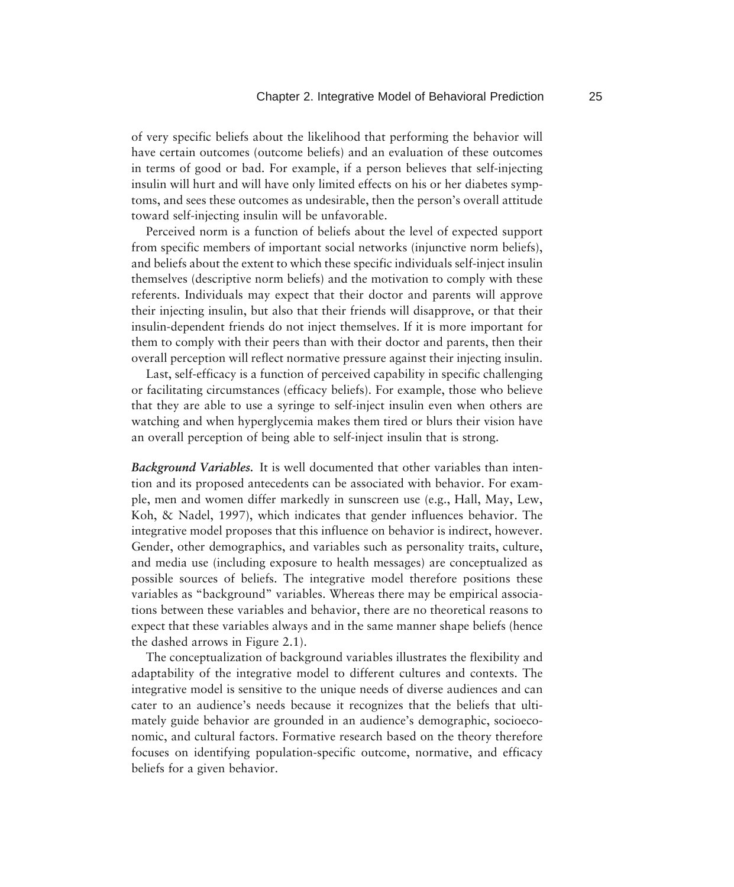of very specific beliefs about the likelihood that performing the behavior will have certain outcomes (outcome beliefs) and an evaluation of these outcomes in terms of good or bad. For example, if a person believes that self-injecting insulin will hurt and will have only limited effects on his or her diabetes symptoms, and sees these outcomes as undesirable, then the person's overall attitude toward self-injecting insulin will be unfavorable.

Perceived norm is a function of beliefs about the level of expected support from specific members of important social networks (injunctive norm beliefs), and beliefs about the extent to which these specific individuals self-inject insulin themselves (descriptive norm beliefs) and the motivation to comply with these referents. Individuals may expect that their doctor and parents will approve their injecting insulin, but also that their friends will disapprove, or that their insulin-dependent friends do not inject themselves. If it is more important for them to comply with their peers than with their doctor and parents, then their overall perception will reflect normative pressure against their injecting insulin.

Last, self-efficacy is a function of perceived capability in specific challenging or facilitating circumstances (efficacy beliefs). For example, those who believe that they are able to use a syringe to self-inject insulin even when others are watching and when hyperglycemia makes them tired or blurs their vision have an overall perception of being able to self-inject insulin that is strong.

***Background Variables.*** It is well documented that other variables than intention and its proposed antecedents can be associated with behavior. For example, men and women differ markedly in sunscreen use (e.g., Hall, May, Lew, Koh, & Nadel, 1997), which indicates that gender influences behavior. The integrative model proposes that this influence on behavior is indirect, however. Gender, other demographics, and variables such as personality traits, culture, and media use (including exposure to health messages) are conceptualized as possible sources of beliefs. The integrative model therefore positions these variables as "background" variables. Whereas there may be empirical associations between these variables and behavior, there are no theoretical reasons to expect that these variables always and in the same manner shape beliefs (hence the dashed arrows in Figure 2.1).

The conceptualization of background variables illustrates the flexibility and adaptability of the integrative model to different cultures and contexts. The integrative model is sensitive to the unique needs of diverse audiences and can cater to an audience's needs because it recognizes that the beliefs that ultimately guide behavior are grounded in an audience's demographic, socioeconomic, and cultural factors. Formative research based on the theory therefore focuses on identifying population-specific outcome, normative, and efficacy beliefs for a given behavior.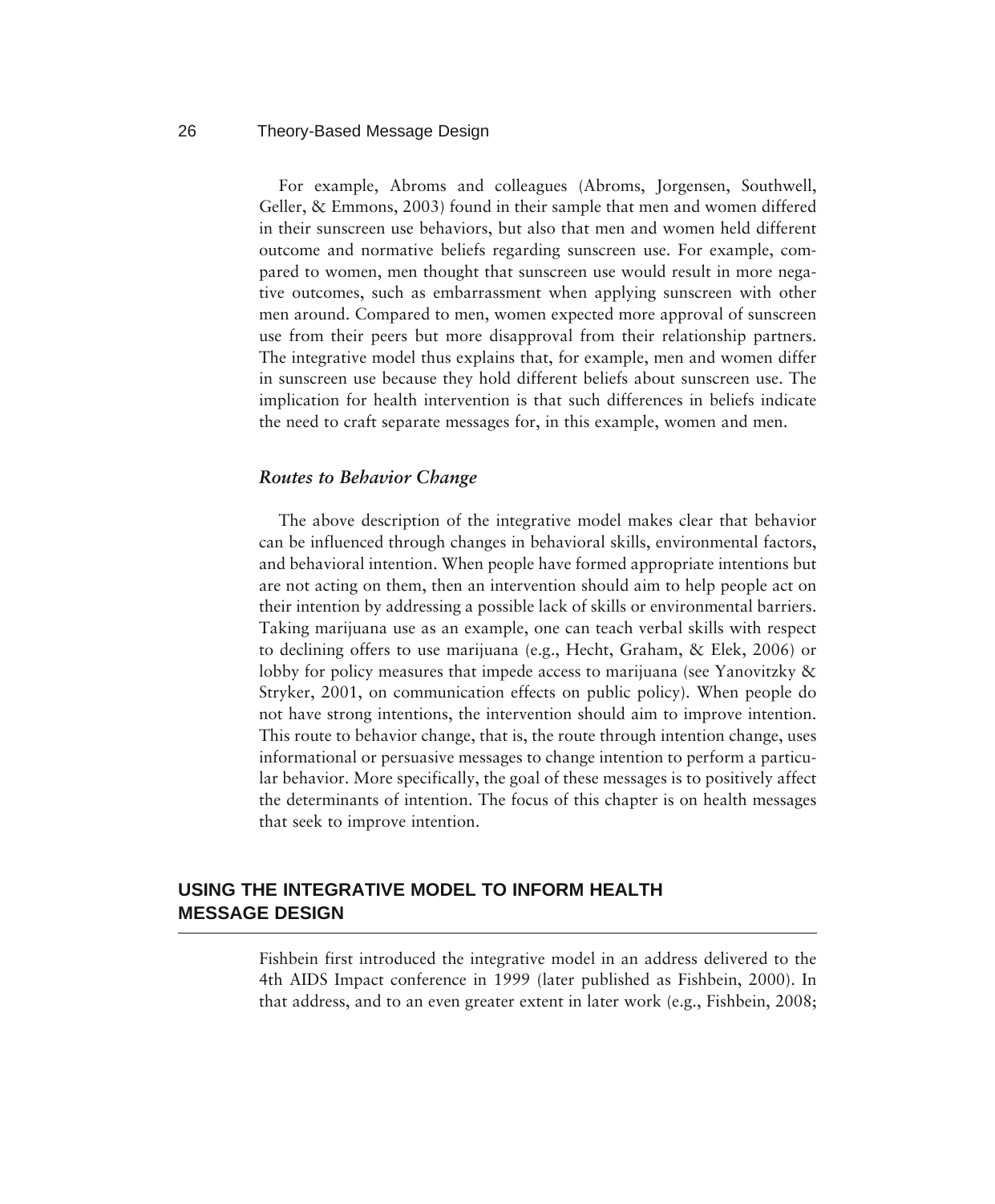For example, Abroms and colleagues (Abroms, Jorgensen, Southwell, Geller, & Emmons, 2003) found in their sample that men and women differed in their sunscreen use behaviors, but also that men and women held different outcome and normative beliefs regarding sunscreen use. For example, compared to women, men thought that sunscreen use would result in more negative outcomes, such as embarrassment when applying sunscreen with other men around. Compared to men, women expected more approval of sunscreen use from their peers but more disapproval from their relationship partners. The integrative model thus explains that, for example, men and women differ in sunscreen use because they hold different beliefs about sunscreen use. The implication for health intervention is that such differences in beliefs indicate the need to craft separate messages for, in this example, women and men.

### *Routes to Behavior Change*

The above description of the integrative model makes clear that behavior can be influenced through changes in behavioral skills, environmental factors, and behavioral intention. When people have formed appropriate intentions but are not acting on them, then an intervention should aim to help people act on their intention by addressing a possible lack of skills or environmental barriers. Taking marijuana use as an example, one can teach verbal skills with respect to declining offers to use marijuana (e.g., Hecht, Graham, & Elek, 2006) or lobby for policy measures that impede access to marijuana (see Yanovitzky & Stryker, 2001, on communication effects on public policy). When people do not have strong intentions, the intervention should aim to improve intention. This route to behavior change, that is, the route through intention change, uses informational or persuasive messages to change intention to perform a particular behavior. More specifically, the goal of these messages is to positively affect the determinants of intention. The focus of this chapter is on health messages that seek to improve intention.

## USING THE INTEGRATIVE MODEL TO INFORM HEALTH MESSAGE DESIGN

Fishbein first introduced the integrative model in an address delivered to the 4th AIDS Impact conference in 1999 (later published as Fishbein, 2000). In that address, and to an even greater extent in later work (e.g., Fishbein, 2008;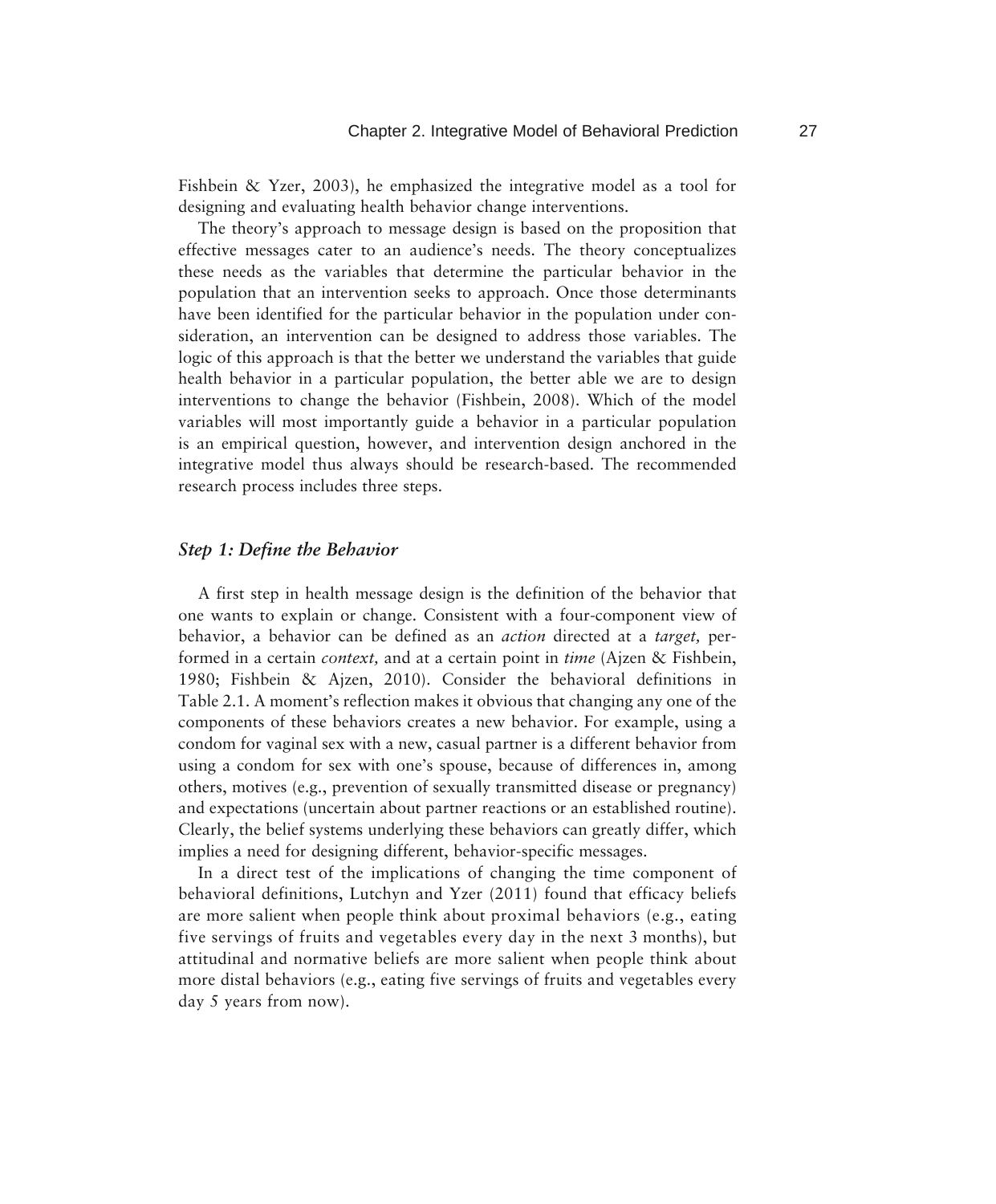Fishbein & Yzer, 2003), he emphasized the integrative model as a tool for designing and evaluating health behavior change interventions.

The theory's approach to message design is based on the proposition that effective messages cater to an audience's needs. The theory conceptualizes these needs as the variables that determine the particular behavior in the population that an intervention seeks to approach. Once those determinants have been identified for the particular behavior in the population under consideration, an intervention can be designed to address those variables. The logic of this approach is that the better we understand the variables that guide health behavior in a particular population, the better able we are to design interventions to change the behavior (Fishbein, 2008). Which of the model variables will most importantly guide a behavior in a particular population is an empirical question, however, and intervention design anchored in the integrative model thus always should be research-based. The recommended research process includes three steps.

### *Step 1: Define the Behavior*

A first step in health message design is the definition of the behavior that one wants to explain or change. Consistent with a four-component view of behavior, a behavior can be defined as an *action* directed at a *target,* performed in a certain *context,* and at a certain point in *time* (Ajzen & Fishbein, 1980; Fishbein & Ajzen, 2010). Consider the behavioral definitions in Table 2.1. A moment's reflection makes it obvious that changing any one of the components of these behaviors creates a new behavior. For example, using a condom for vaginal sex with a new, casual partner is a different behavior from using a condom for sex with one's spouse, because of differences in, among others, motives (e.g., prevention of sexually transmitted disease or pregnancy) and expectations (uncertain about partner reactions or an established routine). Clearly, the belief systems underlying these behaviors can greatly differ, which implies a need for designing different, behavior-specific messages.

In a direct test of the implications of changing the time component of behavioral definitions, Lutchyn and Yzer (2011) found that efficacy beliefs are more salient when people think about proximal behaviors (e.g., eating five servings of fruits and vegetables every day in the next 3 months), but attitudinal and normative beliefs are more salient when people think about more distal behaviors (e.g., eating five servings of fruits and vegetables every day 5 years from now).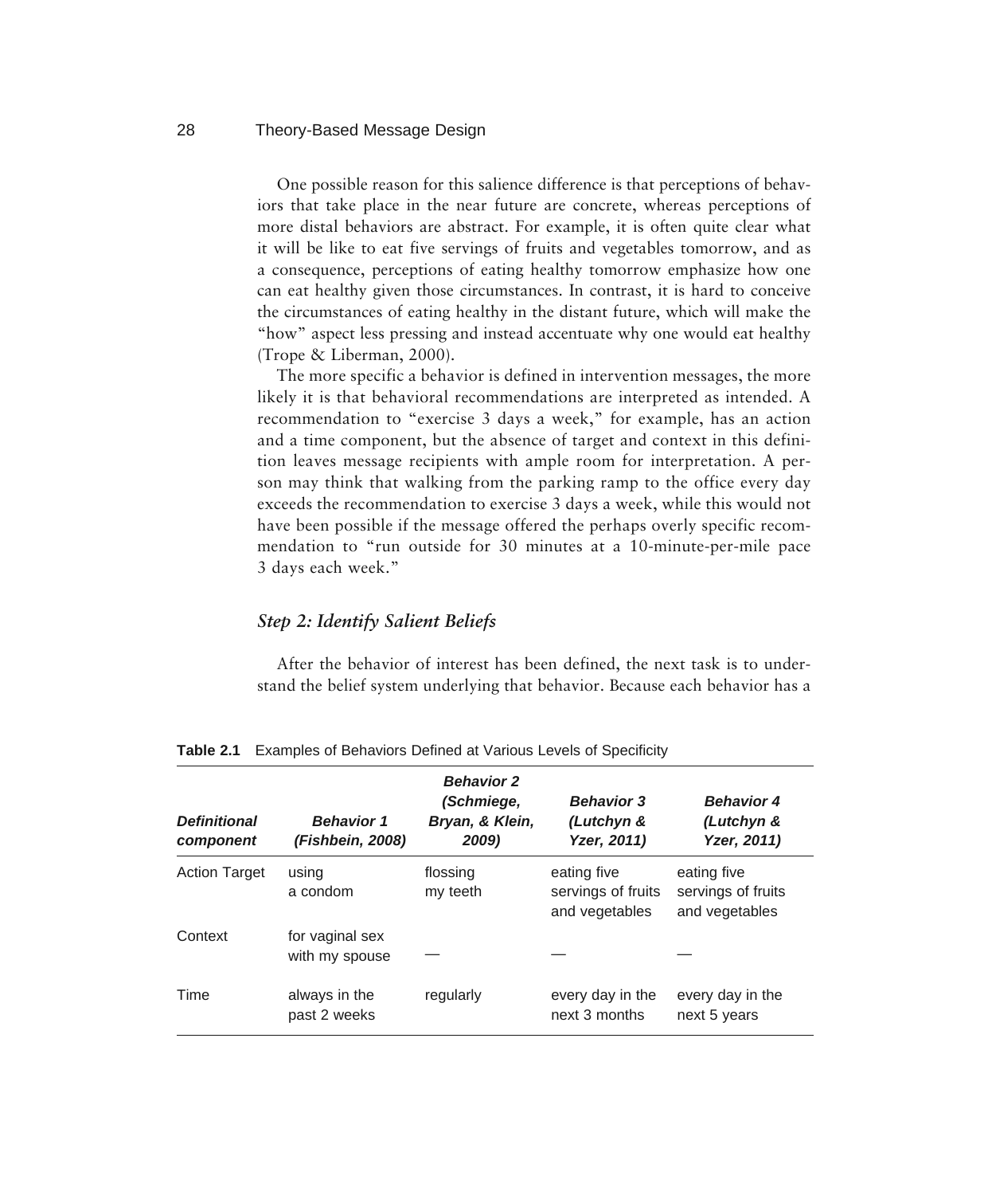One possible reason for this salience difference is that perceptions of behaviors that take place in the near future are concrete, whereas perceptions of more distal behaviors are abstract. For example, it is often quite clear what it will be like to eat five servings of fruits and vegetables tomorrow, and as a consequence, perceptions of eating healthy tomorrow emphasize how one can eat healthy given those circumstances. In contrast, it is hard to conceive the circumstances of eating healthy in the distant future, which will make the "how" aspect less pressing and instead accentuate why one would eat healthy (Trope & Liberman, 2000).

The more specific a behavior is defined in intervention messages, the more likely it is that behavioral recommendations are interpreted as intended. A recommendation to "exercise 3 days a week," for example, has an action and a time component, but the absence of target and context in this definition leaves message recipients with ample room for interpretation. A person may think that walking from the parking ramp to the office every day exceeds the recommendation to exercise 3 days a week, while this would not have been possible if the message offered the perhaps overly specific recommendation to "run outside for 30 minutes at a 10-minute-per-mile pace 3 days each week."

### *Step 2: Identify Salient Beliefs*

After the behavior of interest has been defined, the next task is to understand the belief system underlying that behavior. Because each behavior has a

**Table 2.1** Examples of Behaviors Defined at Various Levels of Specificity

| *Definitional component* | *Behavior 1 (Fishbein, 2008)* | *Behavior 2 (Schmiege, Bryan, & Klein, 2009)* | *Behavior 3 (Lutchyn & Yzer, 2011)* | *Behavior 4 (Lutchyn & Yzer, 2011)* |
|---|---|---|---|---|
| Action Target | using a condom | flossing my teeth | eating five servings of fruits and vegetables | eating five servings of fruits and vegetables |
| Context | for vaginal sex with my spouse | — | — | — |
| Time | always in the past 2 weeks | regularly | every day in the next 3 months | every day in the next 5 years |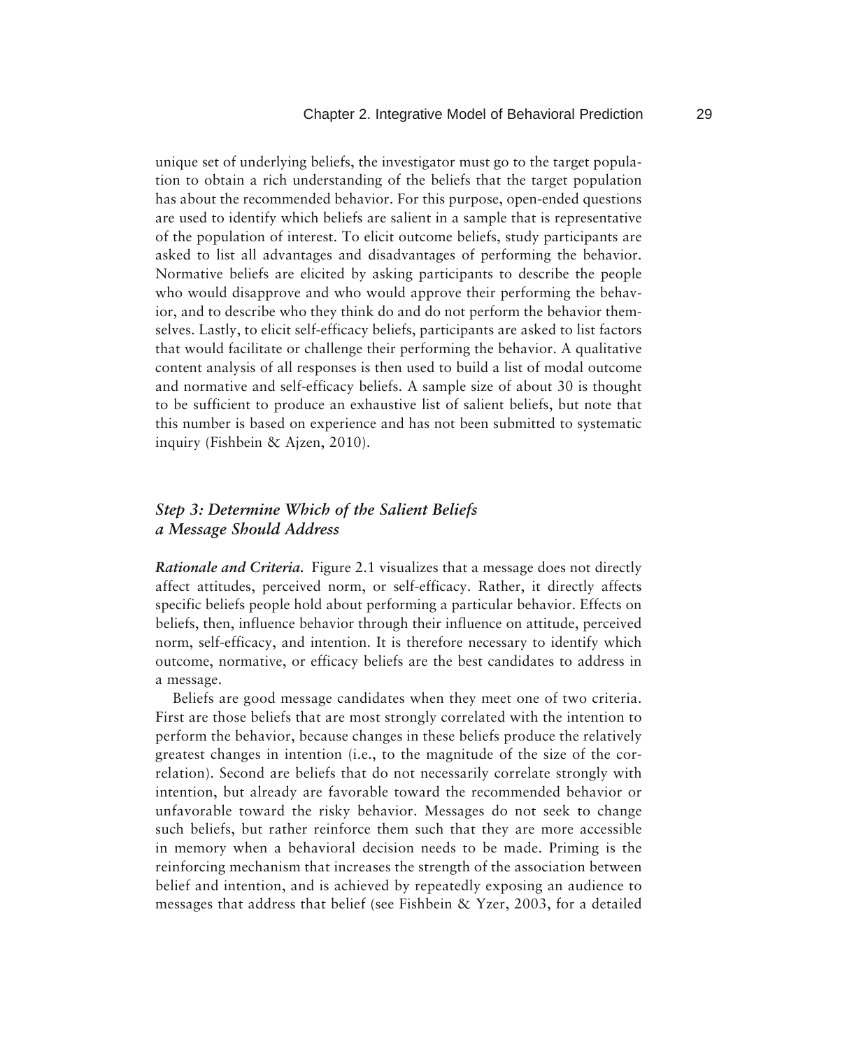unique set of underlying beliefs, the investigator must go to the target population to obtain a rich understanding of the beliefs that the target population has about the recommended behavior. For this purpose, open-ended questions are used to identify which beliefs are salient in a sample that is representative of the population of interest. To elicit outcome beliefs, study participants are asked to list all advantages and disadvantages of performing the behavior. Normative beliefs are elicited by asking participants to describe the people who would disapprove and who would approve their performing the behavior, and to describe who they think do and do not perform the behavior themselves. Lastly, to elicit self-efficacy beliefs, participants are asked to list factors that would facilitate or challenge their performing the behavior. A qualitative content analysis of all responses is then used to build a list of modal outcome and normative and self-efficacy beliefs. A sample size of about 30 is thought to be sufficient to produce an exhaustive list of salient beliefs, but note that this number is based on experience and has not been submitted to systematic inquiry (Fishbein & Ajzen, 2010).

### *Step 3: Determine Which of the Salient Beliefs a Message Should Address*

***Rationale and Criteria.*** Figure 2.1 visualizes that a message does not directly affect attitudes, perceived norm, or self-efficacy. Rather, it directly affects specific beliefs people hold about performing a particular behavior. Effects on beliefs, then, influence behavior through their influence on attitude, perceived norm, self-efficacy, and intention. It is therefore necessary to identify which outcome, normative, or efficacy beliefs are the best candidates to address in a message.

Beliefs are good message candidates when they meet one of two criteria. First are those beliefs that are most strongly correlated with the intention to perform the behavior, because changes in these beliefs produce the relatively greatest changes in intention (i.e., to the magnitude of the size of the correlation). Second are beliefs that do not necessarily correlate strongly with intention, but already are favorable toward the recommended behavior or unfavorable toward the risky behavior. Messages do not seek to change such beliefs, but rather reinforce them such that they are more accessible in memory when a behavioral decision needs to be made. Priming is the reinforcing mechanism that increases the strength of the association between belief and intention, and is achieved by repeatedly exposing an audience to messages that address that belief (see Fishbein & Yzer, 2003, for a detailed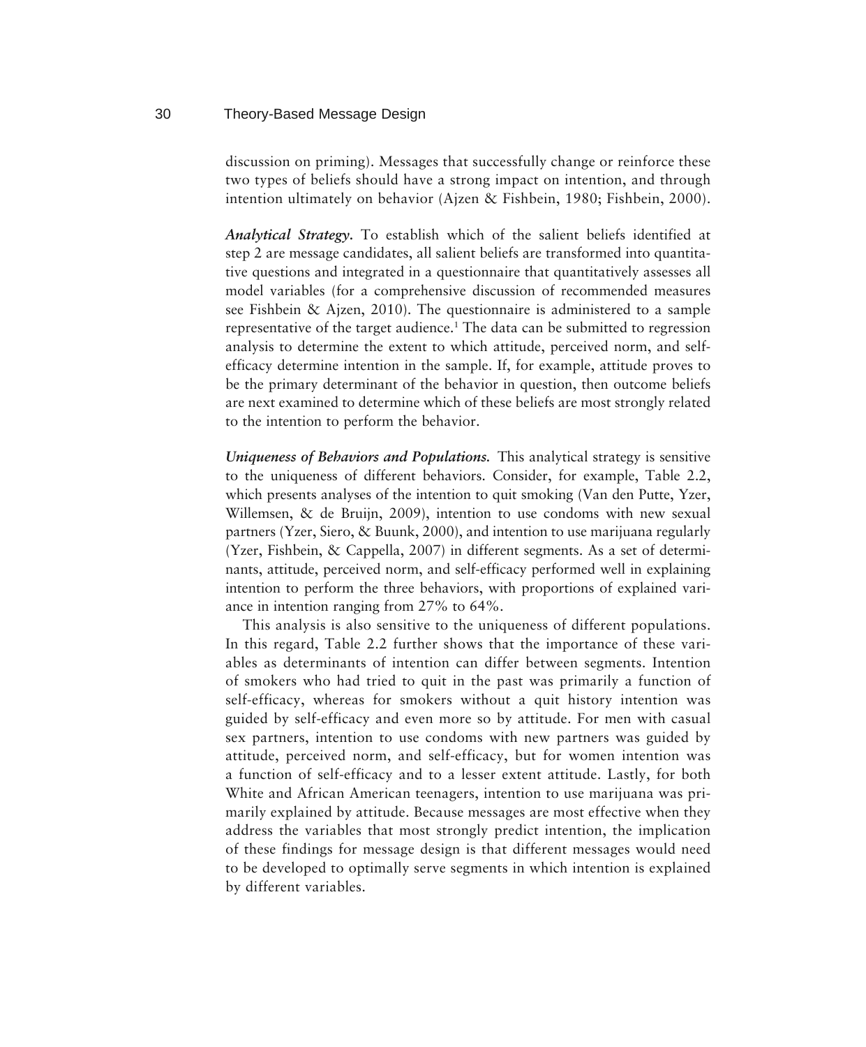discussion on priming). Messages that successfully change or reinforce these two types of beliefs should have a strong impact on intention, and through intention ultimately on behavior (Ajzen & Fishbein, 1980; Fishbein, 2000).

***Analytical Strategy.*** To establish which of the salient beliefs identified at step 2 are message candidates, all salient beliefs are transformed into quantitative questions and integrated in a questionnaire that quantitatively assesses all model variables (for a comprehensive discussion of recommended measures see Fishbein & Ajzen, 2010). The questionnaire is administered to a sample representative of the target audience.[1] The data can be submitted to regression analysis to determine the extent to which attitude, perceived norm, and self-efficacy determine intention in the sample. If, for example, attitude proves to be the primary determinant of the behavior in question, then outcome beliefs are next examined to determine which of these beliefs are most strongly related to the intention to perform the behavior.

***Uniqueness of Behaviors and Populations.*** This analytical strategy is sensitive to the uniqueness of different behaviors. Consider, for example, Table 2.2, which presents analyses of the intention to quit smoking (Van den Putte, Yzer, Willemsen, & de Bruijn, 2009), intention to use condoms with new sexual partners (Yzer, Siero, & Buunk, 2000), and intention to use marijuana regularly (Yzer, Fishbein, & Cappella, 2007) in different segments. As a set of determinants, attitude, perceived norm, and self-efficacy performed well in explaining intention to perform the three behaviors, with proportions of explained variance in intention ranging from 27% to 64%.

This analysis is also sensitive to the uniqueness of different populations. In this regard, Table 2.2 further shows that the importance of these variables as determinants of intention can differ between segments. Intention of smokers who had tried to quit in the past was primarily a function of self-efficacy, whereas for smokers without a quit history intention was guided by self-efficacy and even more so by attitude. For men with casual sex partners, intention to use condoms with new partners was guided by attitude, perceived norm, and self-efficacy, but for women intention was a function of self-efficacy and to a lesser extent attitude. Lastly, for both White and African American teenagers, intention to use marijuana was primarily explained by attitude. Because messages are most effective when they address the variables that most strongly predict intention, the implication of these findings for message design is that different messages would need to be developed to optimally serve segments in which intention is explained by different variables.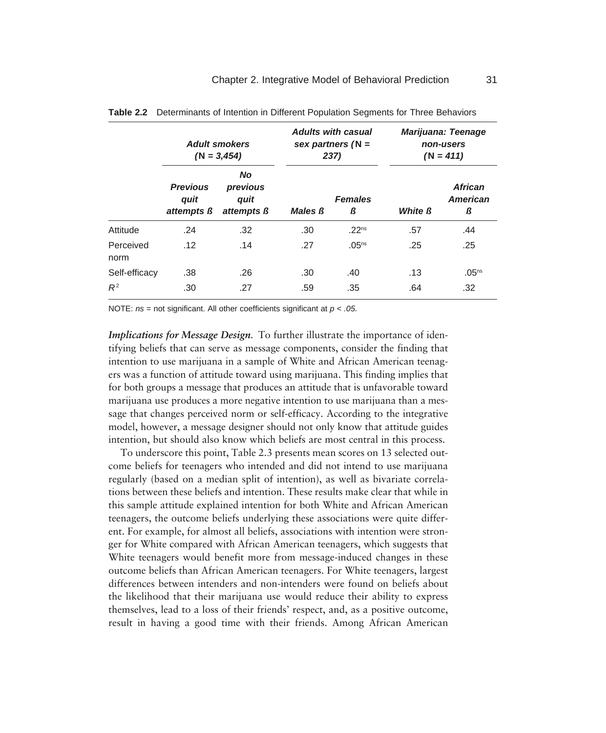**Table 2.2** Determinants of Intention in Different Population Segments for Three Behaviors

| | ***Adult smokers (N = 3,454)*** | | ***Adults with casual sex partners (N = 237)*** | | ***Marijuana: Teenage non-users (N = 411)*** | |
|---|---|---|---|---|---|---|
| | ***Previous quit attempts ß*** | ***No previous quit attempts ß*** | ***Males ß*** | ***Females ß*** | ***White ß*** | ***African American ß*** |
| Attitude | .24 | .32 | .30 | .22[ns] | .57 | .44 |
| Perceived norm | .12 | .14 | .27 | .05[ns] | .25 | .25 |
| Self-efficacy | .38 | .26 | .30 | .40 | .13 | .05[ns] |
| $R^2$ | .30 | .27 | .59 | .35 | .64 | .32 |

NOTE: *ns* = not significant. All other coefficients significant at $p < .05$.

***Implications for Message Design.*** To further illustrate the importance of identifying beliefs that can serve as message components, consider the finding that intention to use marijuana in a sample of White and African American teenagers was a function of attitude toward using marijuana. This finding implies that for both groups a message that produces an attitude that is unfavorable toward marijuana use produces a more negative intention to use marijuana than a message that changes perceived norm or self-efficacy. According to the integrative model, however, a message designer should not only know that attitude guides intention, but should also know which beliefs are most central in this process.

To underscore this point, Table 2.3 presents mean scores on 13 selected outcome beliefs for teenagers who intended and did not intend to use marijuana regularly (based on a median split of intention), as well as bivariate correlations between these beliefs and intention. These results make clear that while in this sample attitude explained intention for both White and African American teenagers, the outcome beliefs underlying these associations were quite different. For example, for almost all beliefs, associations with intention were stronger for White compared with African American teenagers, which suggests that White teenagers would benefit more from message-induced changes in these outcome beliefs than African American teenagers. For White teenagers, largest differences between intenders and non-intenders were found on beliefs about the likelihood that their marijuana use would reduce their ability to express themselves, lead to a loss of their friends' respect, and, as a positive outcome, result in having a good time with their friends. Among African American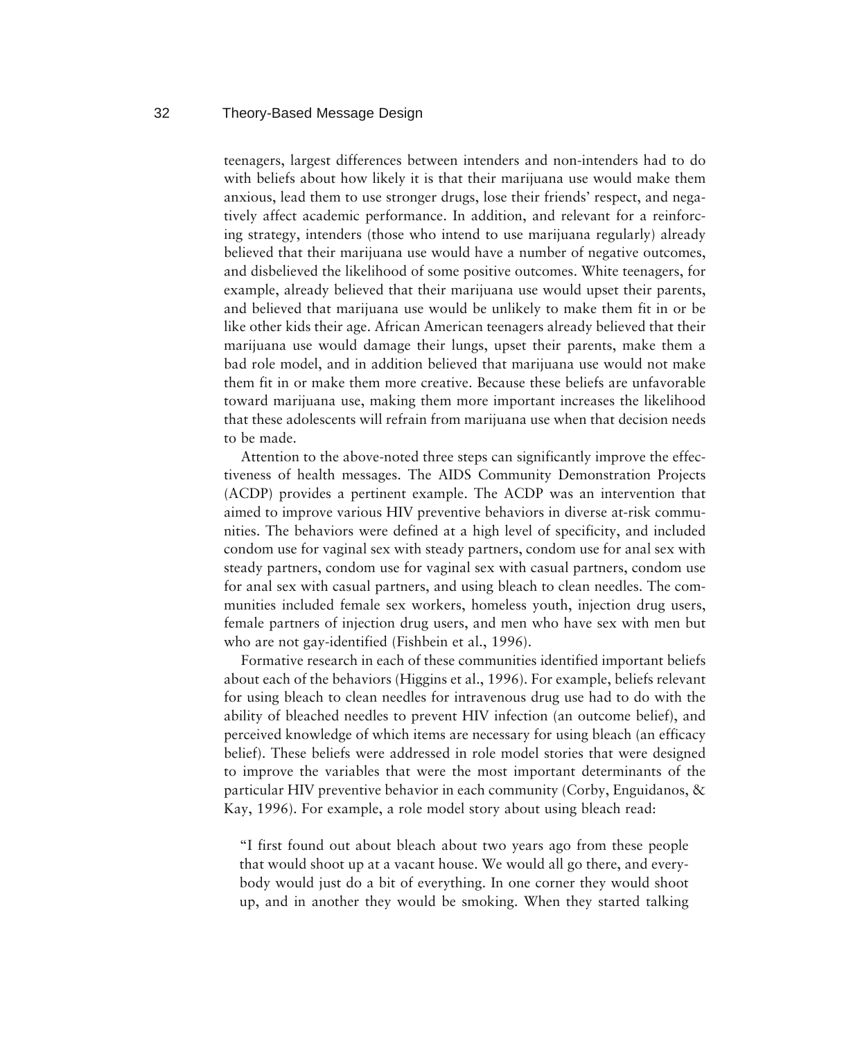teenagers, largest differences between intenders and non-intenders had to do with beliefs about how likely it is that their marijuana use would make them anxious, lead them to use stronger drugs, lose their friends' respect, and negatively affect academic performance. In addition, and relevant for a reinforcing strategy, intenders (those who intend to use marijuana regularly) already believed that their marijuana use would have a number of negative outcomes, and disbelieved the likelihood of some positive outcomes. White teenagers, for example, already believed that their marijuana use would upset their parents, and believed that marijuana use would be unlikely to make them fit in or be like other kids their age. African American teenagers already believed that their marijuana use would damage their lungs, upset their parents, make them a bad role model, and in addition believed that marijuana use would not make them fit in or make them more creative. Because these beliefs are unfavorable toward marijuana use, making them more important increases the likelihood that these adolescents will refrain from marijuana use when that decision needs to be made.

Attention to the above-noted three steps can significantly improve the effectiveness of health messages. The AIDS Community Demonstration Projects (ACDP) provides a pertinent example. The ACDP was an intervention that aimed to improve various HIV preventive behaviors in diverse at-risk communities. The behaviors were defined at a high level of specificity, and included condom use for vaginal sex with steady partners, condom use for anal sex with steady partners, condom use for vaginal sex with casual partners, condom use for anal sex with casual partners, and using bleach to clean needles. The communities included female sex workers, homeless youth, injection drug users, female partners of injection drug users, and men who have sex with men but who are not gay-identified (Fishbein et al., 1996).

Formative research in each of these communities identified important beliefs about each of the behaviors (Higgins et al., 1996). For example, beliefs relevant for using bleach to clean needles for intravenous drug use had to do with the ability of bleached needles to prevent HIV infection (an outcome belief), and perceived knowledge of which items are necessary for using bleach (an efficacy belief). These beliefs were addressed in role model stories that were designed to improve the variables that were the most important determinants of the particular HIV preventive behavior in each community (Corby, Enguidanos, & Kay, 1996). For example, a role model story about using bleach read:

> "I first found out about bleach about two years ago from these people that would shoot up at a vacant house. We would all go there, and everybody would just do a bit of everything. In one corner they would shoot up, and in another they would be smoking. When they started talking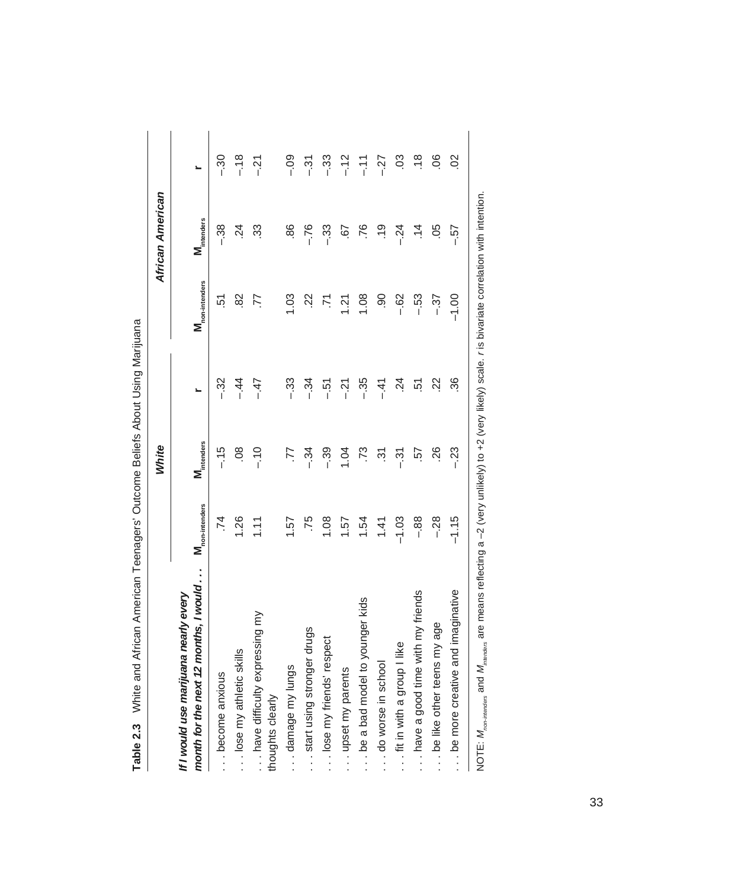**Table 2.3** White and African American Teenagers' Outcome Beliefs About Using Marijuana

| *If I would use marijuana nearly every month for the next 12 months, I would . . .* | White | | | African American | | |
|---|---|---|---|---|---|---|
| | $M_{non\text{-}intenders}$ | $M_{intenders}$ | r | $M_{non\text{-}intenders}$ | $M_{intenders}$ | r |
| . . . become anxious | .74 | –.15 | –.32 | .51 | –.38 | –.30 |
| . . . lose my athletic skills | 1.26 | .08 | –.44 | .82 | .24 | –.18 |
| . . . have difficulty expressing my thoughts clearly | 1.11 | –.10 | –.47 | .77 | .33 | –.21 |
| . . . damage my lungs | 1.57 | .77 | –.33 | 1.03 | .86 | –.09 |
| . . . start using stronger drugs | .75 | –.34 | –.34 | .22 | –.76 | –.31 |
| . . . lose my friends' respect | 1.08 | –.39 | –.51 | .71 | –.33 | –.33 |
| . . . upset my parents | 1.57 | 1.04 | –.21 | 1.21 | .67 | –.12 |
| . . . be a bad model to younger kids | 1.54 | .73 | –.35 | 1.08 | .76 | –.11 |
| . . . do worse in school | 1.41 | .31 | –.41 | .90 | .19 | –.27 |
| . . . fit in with a group I like | –1.03 | –.31 | .24 | –.62 | –.24 | .03 |
| . . . have a good time with my friends | –.88 | .57 | .51 | –.53 | .14 | .18 |
| . . . be like other teens my age | –.28 | .26 | .22 | –.37 | .05 | .06 |
| . . . be more creative and imaginative | –1.15 | –.23 | .36 | –1.00 | –.57 | .02 |

NOTE: $M_{non\text{-}intenders}$ and $M_{intenders}$ are means reflecting a –2 (very unlikely) to +2 (very likely) scale. *r* is bivariate correlation with intention.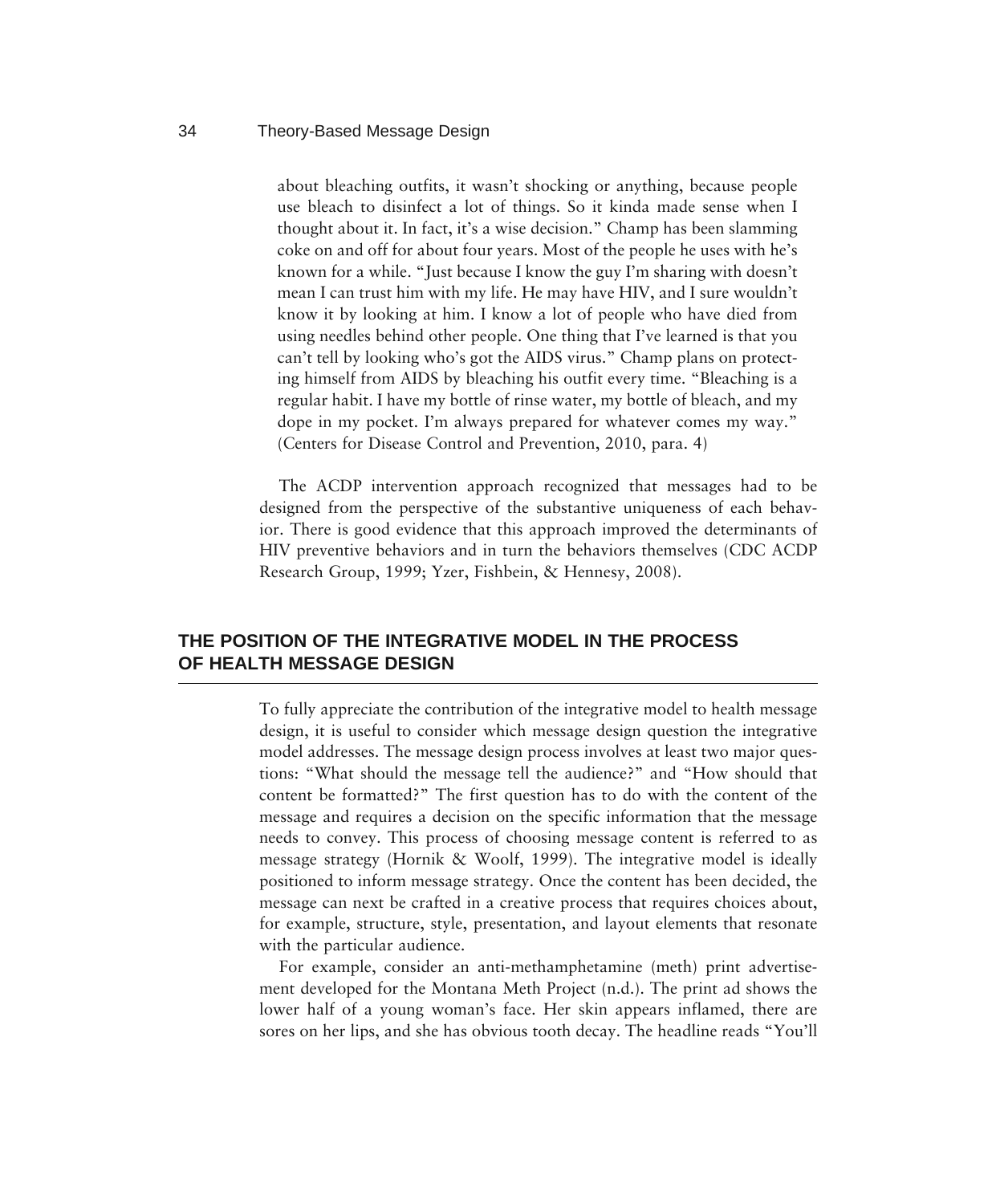> about bleaching outfits, it wasn't shocking or anything, because people use bleach to disinfect a lot of things. So it kinda made sense when I thought about it. In fact, it's a wise decision." Champ has been slamming coke on and off for about four years. Most of the people he uses with he's known for a while. "Just because I know the guy I'm sharing with doesn't mean I can trust him with my life. He may have HIV, and I sure wouldn't know it by looking at him. I know a lot of people who have died from using needles behind other people. One thing that I've learned is that you can't tell by looking who's got the AIDS virus." Champ plans on protecting himself from AIDS by bleaching his outfit every time. "Bleaching is a regular habit. I have my bottle of rinse water, my bottle of bleach, and my dope in my pocket. I'm always prepared for whatever comes my way." (Centers for Disease Control and Prevention, 2010, para. 4)

The ACDP intervention approach recognized that messages had to be designed from the perspective of the substantive uniqueness of each behavior. There is good evidence that this approach improved the determinants of HIV preventive behaviors and in turn the behaviors themselves (CDC ACDP Research Group, 1999; Yzer, Fishbein, & Hennesy, 2008).

## THE POSITION OF THE INTEGRATIVE MODEL IN THE PROCESS OF HEALTH MESSAGE DESIGN

To fully appreciate the contribution of the integrative model to health message design, it is useful to consider which message design question the integrative model addresses. The message design process involves at least two major questions: "What should the message tell the audience?" and "How should that content be formatted?" The first question has to do with the content of the message and requires a decision on the specific information that the message needs to convey. This process of choosing message content is referred to as message strategy (Hornik & Woolf, 1999). The integrative model is ideally positioned to inform message strategy. Once the content has been decided, the message can next be crafted in a creative process that requires choices about, for example, structure, style, presentation, and layout elements that resonate with the particular audience.

For example, consider an anti-methamphetamine (meth) print advertisement developed for the Montana Meth Project (n.d.). The print ad shows the lower half of a young woman's face. Her skin appears inflamed, there are sores on her lips, and she has obvious tooth decay. The headline reads "You'll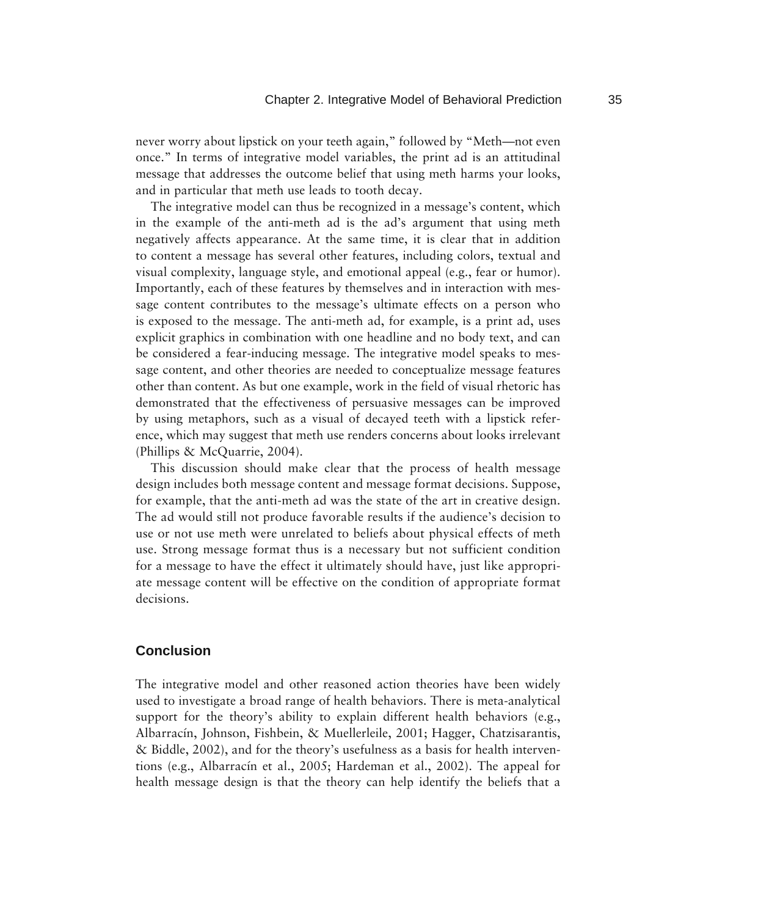never worry about lipstick on your teeth again," followed by "Meth—not even once." In terms of integrative model variables, the print ad is an attitudinal message that addresses the outcome belief that using meth harms your looks, and in particular that meth use leads to tooth decay.

The integrative model can thus be recognized in a message's content, which in the example of the anti-meth ad is the ad's argument that using meth negatively affects appearance. At the same time, it is clear that in addition to content a message has several other features, including colors, textual and visual complexity, language style, and emotional appeal (e.g., fear or humor). Importantly, each of these features by themselves and in interaction with message content contributes to the message's ultimate effects on a person who is exposed to the message. The anti-meth ad, for example, is a print ad, uses explicit graphics in combination with one headline and no body text, and can be considered a fear-inducing message. The integrative model speaks to message content, and other theories are needed to conceptualize message features other than content. As but one example, work in the field of visual rhetoric has demonstrated that the effectiveness of persuasive messages can be improved by using metaphors, such as a visual of decayed teeth with a lipstick reference, which may suggest that meth use renders concerns about looks irrelevant (Phillips & McQuarrie, 2004).

This discussion should make clear that the process of health message design includes both message content and message format decisions. Suppose, for example, that the anti-meth ad was the state of the art in creative design. The ad would still not produce favorable results if the audience's decision to use or not use meth were unrelated to beliefs about physical effects of meth use. Strong message format thus is a necessary but not sufficient condition for a message to have the effect it ultimately should have, just like appropriate message content will be effective on the condition of appropriate format decisions.

## Conclusion

The integrative model and other reasoned action theories have been widely used to investigate a broad range of health behaviors. There is meta-analytical support for the theory's ability to explain different health behaviors (e.g., Albarracín, Johnson, Fishbein, & Muellerleile, 2001; Hagger, Chatzisarantis, & Biddle, 2002), and for the theory's usefulness as a basis for health interventions (e.g., Albarracín et al., 2005; Hardeman et al., 2002). The appeal for health message design is that the theory can help identify the beliefs that a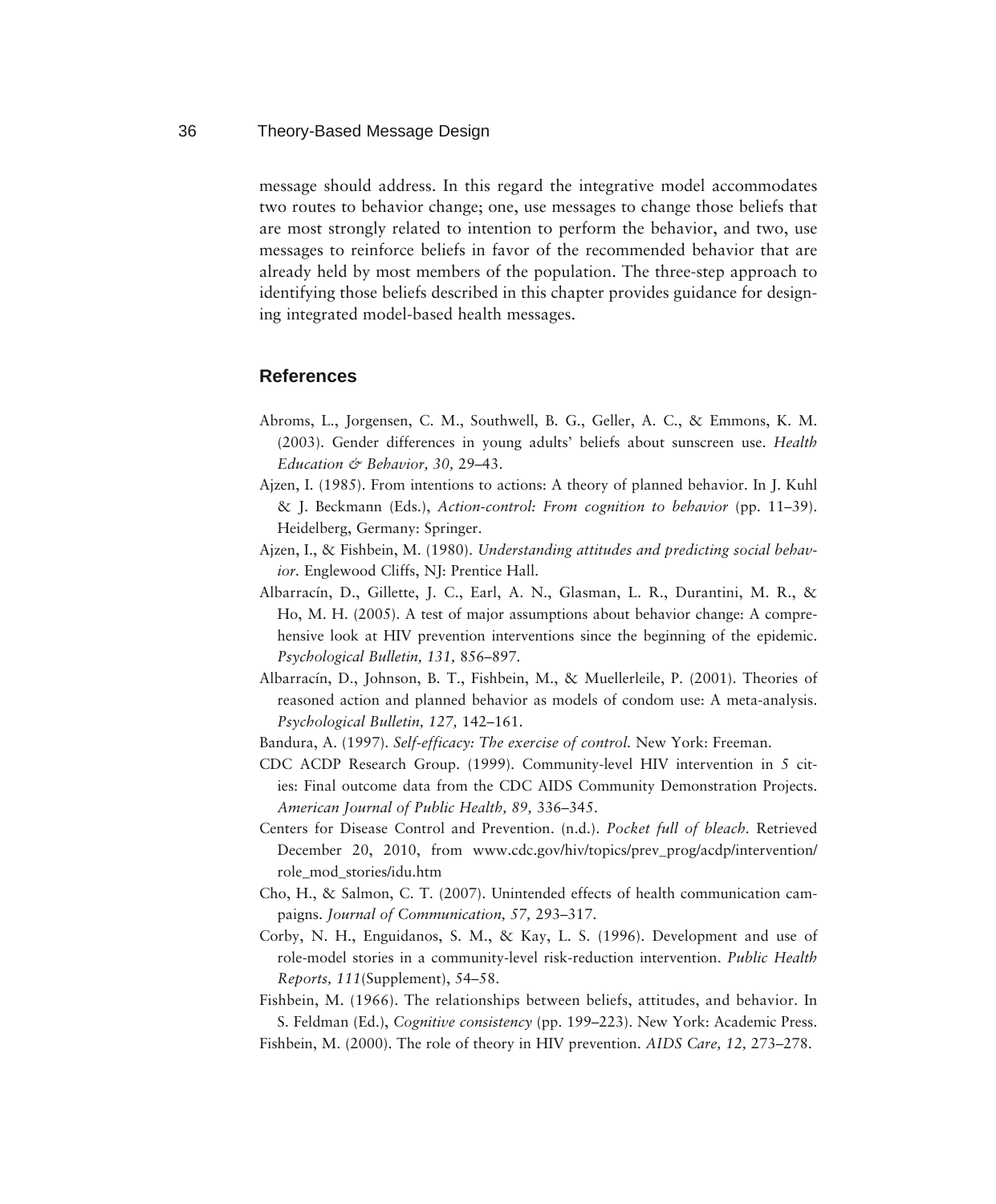message should address. In this regard the integrative model accommodates two routes to behavior change; one, use messages to change those beliefs that are most strongly related to intention to perform the behavior, and two, use messages to reinforce beliefs in favor of the recommended behavior that are already held by most members of the population. The three-step approach to identifying those beliefs described in this chapter provides guidance for designing integrated model-based health messages.

## References

Abroms, L., Jorgensen, C. M., Southwell, B. G., Geller, A. C., & Emmons, K. M. (2003). Gender differences in young adults' beliefs about sunscreen use. *Health Education & Behavior, 30,* 29–43.

Ajzen, I. (1985). From intentions to actions: A theory of planned behavior. In J. Kuhl & J. Beckmann (Eds.), *Action-control: From cognition to behavior* (pp. 11–39). Heidelberg, Germany: Springer.

Ajzen, I., & Fishbein, M. (1980). *Understanding attitudes and predicting social behavior.* Englewood Cliffs, NJ: Prentice Hall.

Albarracín, D., Gillette, J. C., Earl, A. N., Glasman, L. R., Durantini, M. R., & Ho, M. H. (2005). A test of major assumptions about behavior change: A comprehensive look at HIV prevention interventions since the beginning of the epidemic. *Psychological Bulletin, 131,* 856–897.

Albarracín, D., Johnson, B. T., Fishbein, M., & Muellerleile, P. (2001). Theories of reasoned action and planned behavior as models of condom use: A meta-analysis. *Psychological Bulletin, 127,* 142–161.

Bandura, A. (1997). *Self-efficacy: The exercise of control.* New York: Freeman.

CDC ACDP Research Group. (1999). Community-level HIV intervention in 5 cities: Final outcome data from the CDC AIDS Community Demonstration Projects. *American Journal of Public Health, 89,* 336–345.

Centers for Disease Control and Prevention. (n.d.). *Pocket full of bleach.* Retrieved December 20, 2010, from www.cdc.gov/hiv/topics/prev_prog/acdp/intervention/role_mod_stories/idu.htm

Cho, H., & Salmon, C. T. (2007). Unintended effects of health communication campaigns. *Journal of Communication, 57,* 293–317.

Corby, N. H., Enguidanos, S. M., & Kay, L. S. (1996). Development and use of role-model stories in a community-level risk-reduction intervention. *Public Health Reports, 111*(Supplement), 54–58.

Fishbein, M. (1966). The relationships between beliefs, attitudes, and behavior. In S. Feldman (Ed.), *Cognitive consistency* (pp. 199–223). New York: Academic Press.

Fishbein, M. (2000). The role of theory in HIV prevention. *AIDS Care, 12,* 273–278.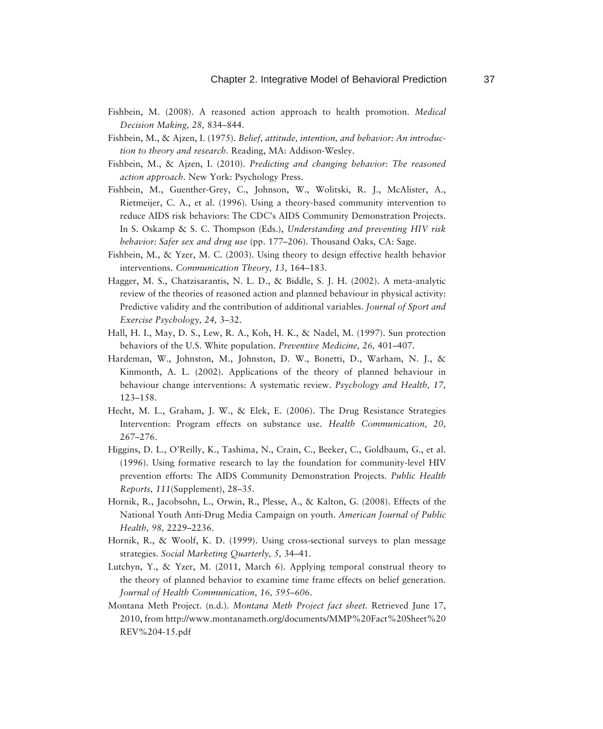Fishbein, M. (2008). A reasoned action approach to health promotion. *Medical Decision Making, 28,* 834–844.

Fishbein, M., & Ajzen, I. (1975). *Belief, attitude, intention, and behavior: An introduction to theory and research.* Reading, MA: Addison-Wesley.

Fishbein, M., & Ajzen, I. (2010). *Predicting and changing behavior: The reasoned action approach.* New York: Psychology Press.

Fishbein, M., Guenther-Grey, C., Johnson, W., Wolitski, R. J., McAlister, A., Rietmeijer, C. A., et al. (1996). Using a theory-based community intervention to reduce AIDS risk behaviors: The CDC's AIDS Community Demonstration Projects. In S. Oskamp & S. C. Thompson (Eds.), *Understanding and preventing HIV risk behavior: Safer sex and drug use* (pp. 177–206). Thousand Oaks, CA: Sage.

Fishbein, M., & Yzer, M. C. (2003). Using theory to design effective health behavior interventions. *Communication Theory, 13,* 164–183.

Hagger, M. S., Chatzisarantis, N. L. D., & Biddle, S. J. H. (2002). A meta-analytic review of the theories of reasoned action and planned behaviour in physical activity: Predictive validity and the contribution of additional variables. *Journal of Sport and Exercise Psychology, 24,* 3–32.

Hall, H. I., May, D. S., Lew, R. A., Koh, H. K., & Nadel, M. (1997). Sun protection behaviors of the U.S. White population. *Preventive Medicine, 26,* 401–407.

Hardeman, W., Johnston, M., Johnston, D. W., Bonetti, D., Warham, N. J., & Kinmonth, A. L. (2002). Applications of the theory of planned behaviour in behaviour change interventions: A systematic review. *Psychology and Health, 17,* 123–158.

Hecht, M. L., Graham, J. W., & Elek, E. (2006). The Drug Resistance Strategies Intervention: Program effects on substance use. *Health Communication, 20,* 267–276.

Higgins, D. L., O'Reilly, K., Tashima, N., Crain, C., Beeker, C., Goldbaum, G., et al. (1996). Using formative research to lay the foundation for community-level HIV prevention efforts: The AIDS Community Demonstration Projects. *Public Health Reports, 111*(Supplement), 28–35.

Hornik, R., Jacobsohn, L., Orwin, R., Plesse, A., & Kalton, G. (2008). Effects of the National Youth Anti-Drug Media Campaign on youth. *American Journal of Public Health, 98,* 2229–2236.

Hornik, R., & Woolf, K. D. (1999). Using cross-sectional surveys to plan message strategies. *Social Marketing Quarterly, 5,* 34–41.

Lutchyn, Y., & Yzer, M. (2011, March 6). Applying temporal construal theory to the theory of planned behavior to examine time frame effects on belief generation. *Journal of Health Communication, 16, 595–606.*

Montana Meth Project. (n.d.). *Montana Meth Project fact sheet.* Retrieved June 17, 2010, from http://www.montanameth.org/documents/MMP%20Fact%20Sheet%20REV%204-15.pdf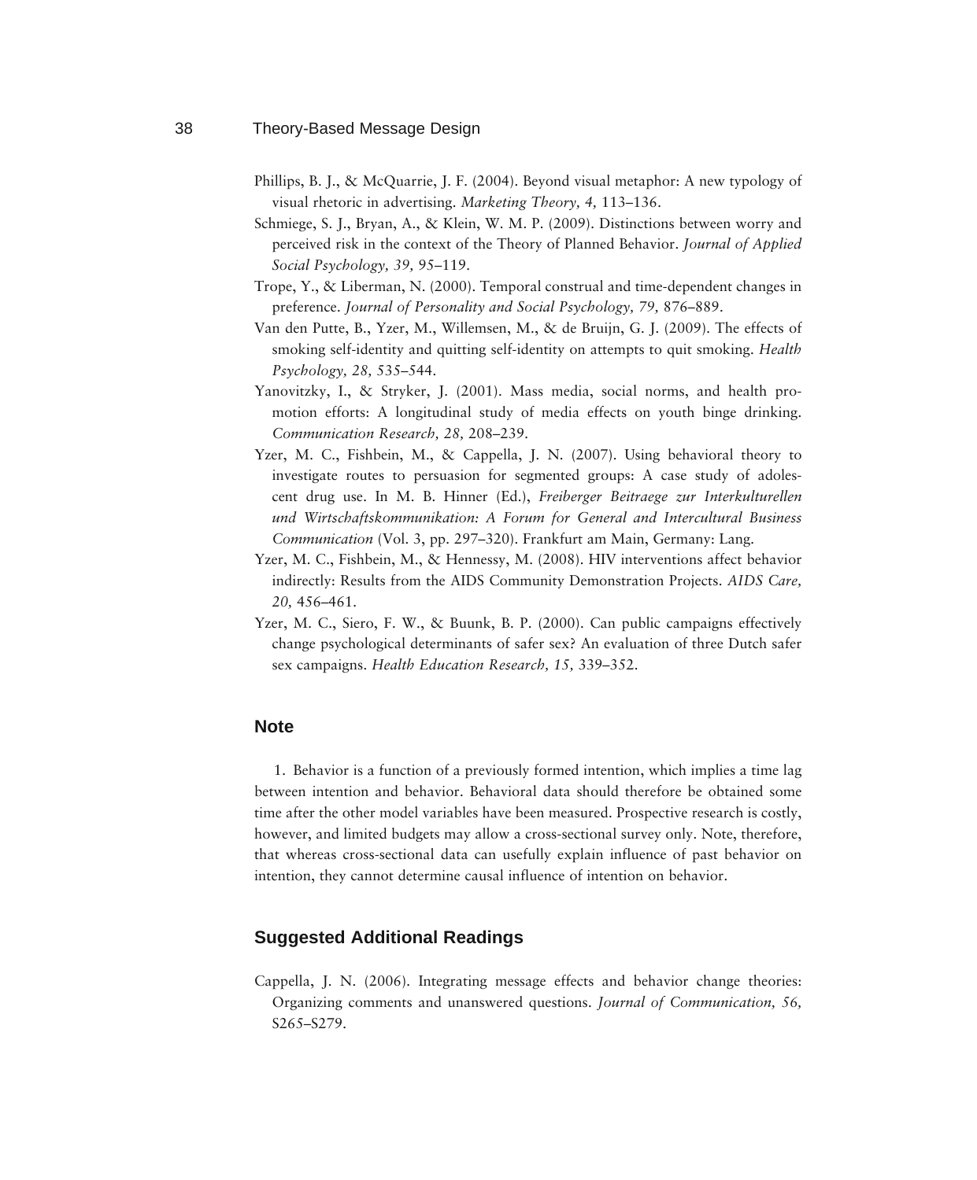Phillips, B. J., & McQuarrie, J. F. (2004). Beyond visual metaphor: A new typology of visual rhetoric in advertising. *Marketing Theory, 4,* 113–136.

Schmiege, S. J., Bryan, A., & Klein, W. M. P. (2009). Distinctions between worry and perceived risk in the context of the Theory of Planned Behavior. *Journal of Applied Social Psychology, 39,* 95–119.

Trope, Y., & Liberman, N. (2000). Temporal construal and time-dependent changes in preference. *Journal of Personality and Social Psychology, 79,* 876–889.

Van den Putte, B., Yzer, M., Willemsen, M., & de Bruijn, G. J. (2009). The effects of smoking self-identity and quitting self-identity on attempts to quit smoking. *Health Psychology, 28,* 535–544.

Yanovitzky, I., & Stryker, J. (2001). Mass media, social norms, and health promotion efforts: A longitudinal study of media effects on youth binge drinking. *Communication Research, 28,* 208–239.

Yzer, M. C., Fishbein, M., & Cappella, J. N. (2007). Using behavioral theory to investigate routes to persuasion for segmented groups: A case study of adolescent drug use. In M. B. Hinner (Ed.), *Freiberger Beitraege zur Interkulturellen und Wirtschaftskommunikation: A Forum for General and Intercultural Business Communication* (Vol. 3, pp. 297–320). Frankfurt am Main, Germany: Lang.

Yzer, M. C., Fishbein, M., & Hennessy, M. (2008). HIV interventions affect behavior indirectly: Results from the AIDS Community Demonstration Projects. *AIDS Care, 20,* 456–461.

Yzer, M. C., Siero, F. W., & Buunk, B. P. (2000). Can public campaigns effectively change psychological determinants of safer sex? An evaluation of three Dutch safer sex campaigns. *Health Education Research, 15,* 339–352.

## Note

1. Behavior is a function of a previously formed intention, which implies a time lag between intention and behavior. Behavioral data should therefore be obtained some time after the other model variables have been measured. Prospective research is costly, however, and limited budgets may allow a cross-sectional survey only. Note, therefore, that whereas cross-sectional data can usefully explain influence of past behavior on intention, they cannot determine causal influence of intention on behavior.

## Suggested Additional Readings

Cappella, J. N. (2006). Integrating message effects and behavior change theories: Organizing comments and unanswered questions. *Journal of Communication, 56,* S265–S279.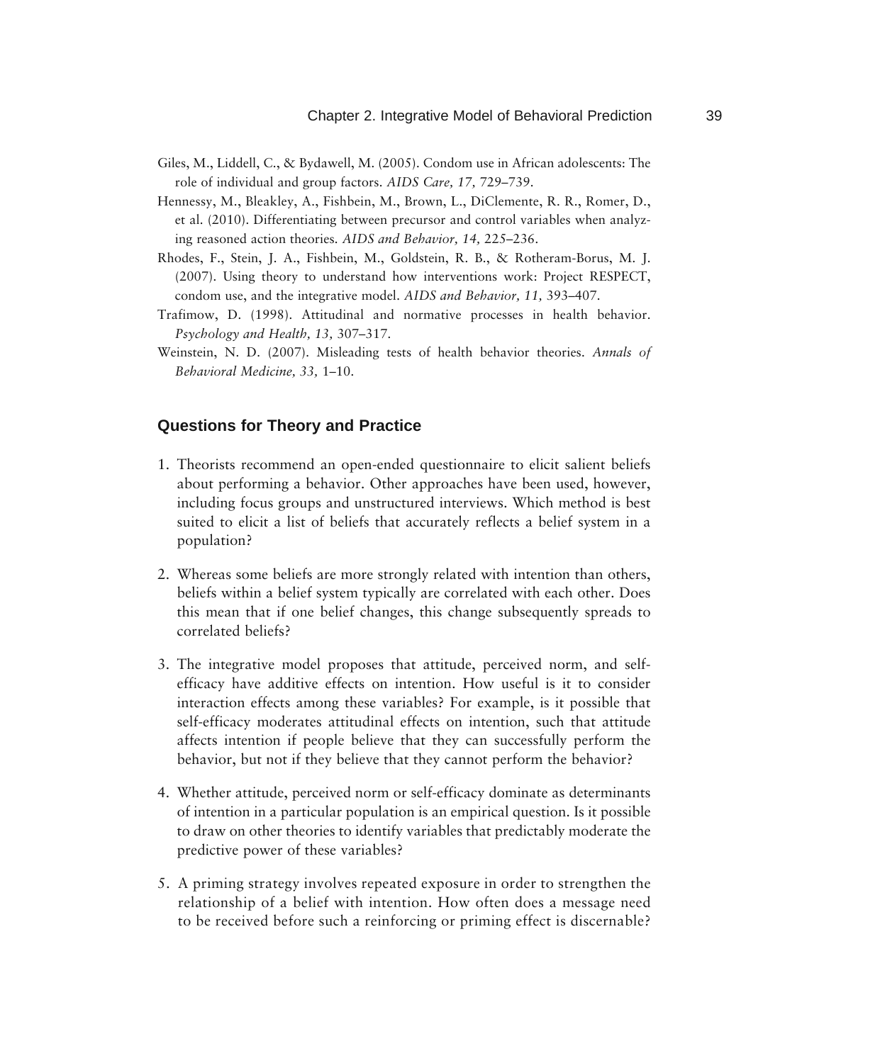Giles, M., Liddell, C., & Bydawell, M. (2005). Condom use in African adolescents: The role of individual and group factors. *AIDS Care, 17,* 729–739.

Hennessy, M., Bleakley, A., Fishbein, M., Brown, L., DiClemente, R. R., Romer, D., et al. (2010). Differentiating between precursor and control variables when analyzing reasoned action theories. *AIDS and Behavior, 14,* 225–236.

Rhodes, F., Stein, J. A., Fishbein, M., Goldstein, R. B., & Rotheram-Borus, M. J. (2007). Using theory to understand how interventions work: Project RESPECT, condom use, and the integrative model. *AIDS and Behavior, 11,* 393–407.

Trafimow, D. (1998). Attitudinal and normative processes in health behavior. *Psychology and Health, 13,* 307–317.

Weinstein, N. D. (2007). Misleading tests of health behavior theories. *Annals of Behavioral Medicine, 33,* 1–10.

## Questions for Theory and Practice

1. Theorists recommend an open-ended questionnaire to elicit salient beliefs about performing a behavior. Other approaches have been used, however, including focus groups and unstructured interviews. Which method is best suited to elicit a list of beliefs that accurately reflects a belief system in a population?

2. Whereas some beliefs are more strongly related with intention than others, beliefs within a belief system typically are correlated with each other. Does this mean that if one belief changes, this change subsequently spreads to correlated beliefs?

3. The integrative model proposes that attitude, perceived norm, and self-efficacy have additive effects on intention. How useful is it to consider interaction effects among these variables? For example, is it possible that self-efficacy moderates attitudinal effects on intention, such that attitude affects intention if people believe that they can successfully perform the behavior, but not if they believe that they cannot perform the behavior?

4. Whether attitude, perceived norm or self-efficacy dominate as determinants of intention in a particular population is an empirical question. Is it possible to draw on other theories to identify variables that predictably moderate the predictive power of these variables?

5. A priming strategy involves repeated exposure in order to strengthen the relationship of a belief with intention. How often does a message need to be received before such a reinforcing or priming effect is discernable?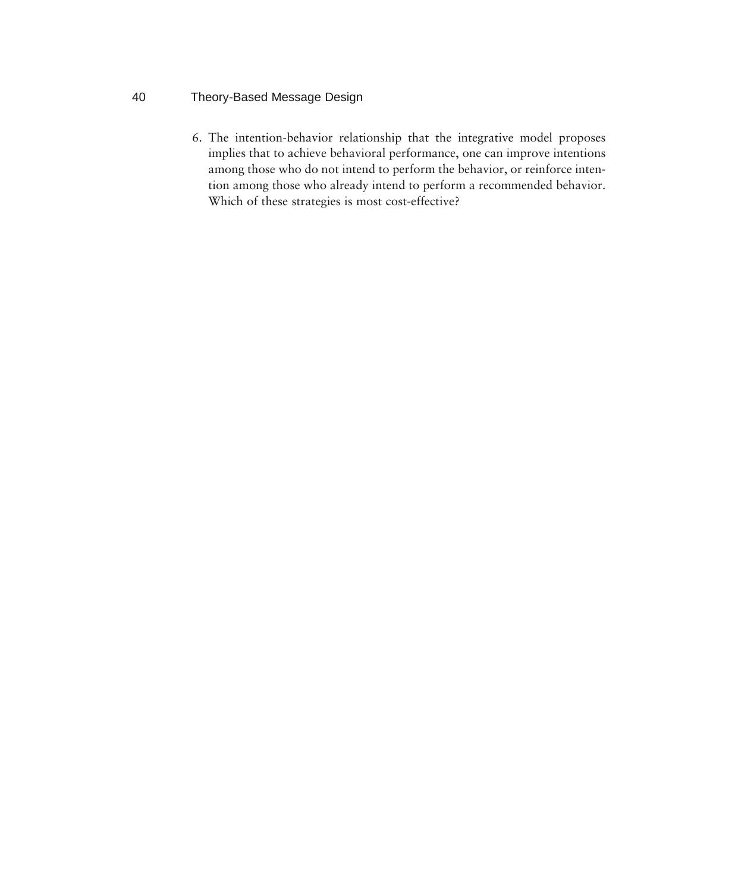6. The intention-behavior relationship that the integrative model proposes implies that to achieve behavioral performance, one can improve intentions among those who do not intend to perform the behavior, or reinforce intention among those who already intend to perform a recommended behavior. Which of these strategies is most cost-effective?